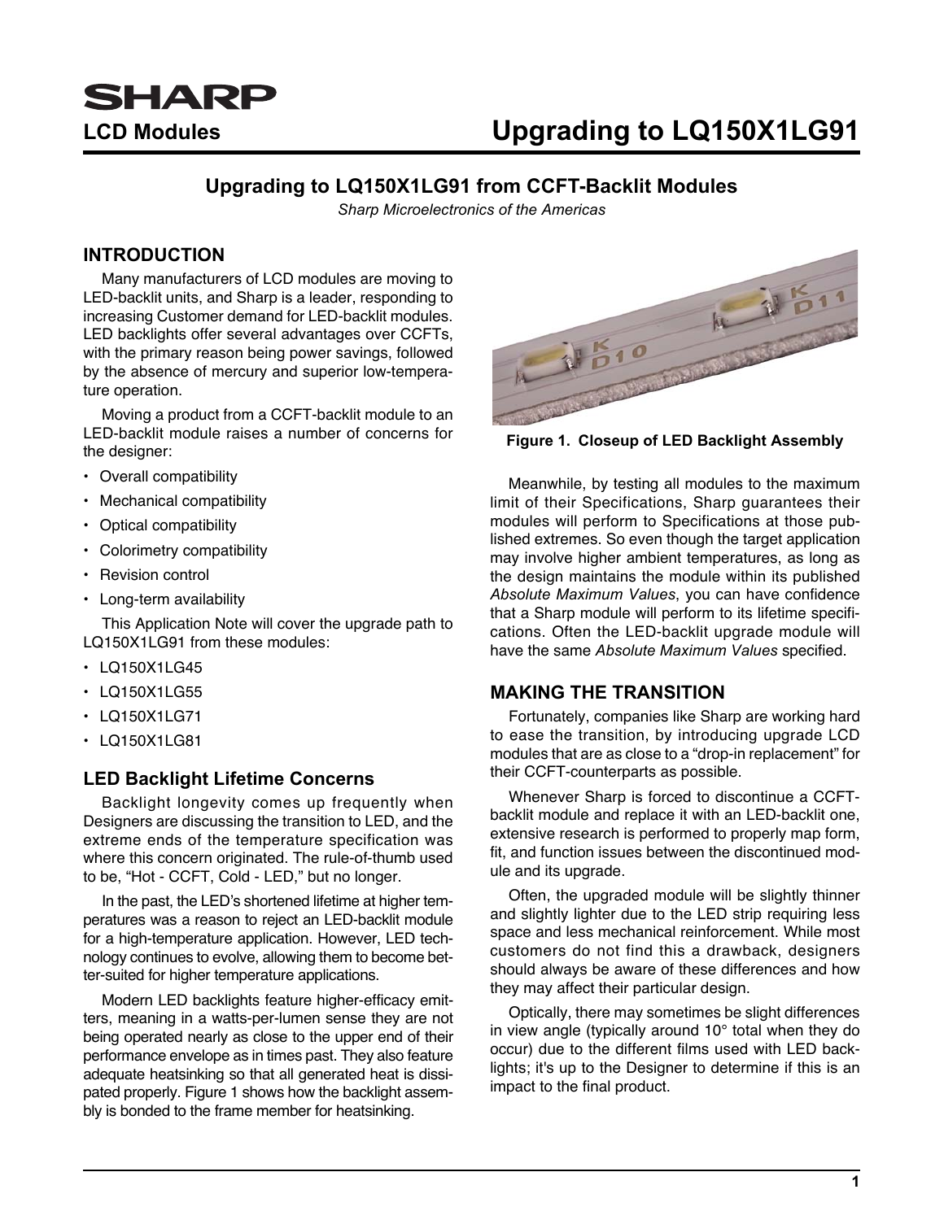SHARP

**LCD Modules**

# Upgrading to LQ150X1LG91

## Upgrading to LQ150X1LG91 from CCFT-Backlit Modules

*Sharp Microelectronics of the Americas*

### INTRODUCTION

Many manufacturers of LCD modules are moving to LED-backlit units, and Sharp is a leader, responding to increasing Customer demand for LED-backlit modules. LED backlights offer several advantages over CCFTs, with the primary reason being power savings, followed by the absence of mercury and superior low-temperature operation.

Moving a product from a CCFT-backlit module to an LED-backlit module raises a number of concerns for the designer:

- Overall compatibility
- Mechanical compatibility
- Optical compatibility
- Colorimetry compatibility
- Revision control
- Long-term availability

This Application Note will cover the upgrade path to LQ150X1LG91 from these modules:

- LQ150X1LG45
- LQ150X1LG55
- LQ150X1LG71
- LQ150X1LG81

### LED Backlight Lifetime Concerns

Backlight longevity comes up frequently when Designers are discussing the transition to LED, and the extreme ends of the temperature specification was where this concern originated. The rule-of-thumb used to be, “Hot - CCFT, Cold - LED,” but no longer.

In the past, the LED’s shortened lifetime at higher temperatures was a reason to reject an LED-backlit module for a high-temperature application. However, LED technology continues to evolve, allowing them to become better-suited for higher temperature applications.

Modern LED backlights feature higher-efficacy emitters, meaning in a watts-per-lumen sense they are not being operated nearly as close to the upper end of their performance envelope as in times past. They also feature adequate heatsinking so that all generated heat is dissipated properly. Figure 1 shows how the backlight assembly is bonded to the frame member for heatsinking.

**Figure 1. Closeup of LED Backlight Assembly**

Meanwhile, by testing all modules to the maximum limit of their Specifications, Sharp guarantees their modules will perform to Specifications at those published extremes. So even though the target application may involve higher ambient temperatures, as long as the design maintains the module within its published *Absolute Maximum Values*, you can have confidence that a Sharp module will perform to its lifetime specifications. Often the LED-backlit upgrade module will have the same *Absolute Maximum Values* specified.

### MAKING THE TRANSITION

Fortunately, companies like Sharp are working hard to ease the transition, by introducing upgrade LCD modules that are as close to a “drop-in replacement” for their CCFT-counterparts as possible.

Whenever Sharp is forced to discontinue a CCFT-backlit module and replace it with an LED-backlit one, extensive research is performed to properly map form, fit, and function issues between the discontinued module and its upgrade.

Often, the upgraded module will be slightly thinner and slightly lighter due to the LED strip requiring less space and less mechanical reinforcement. While most customers do not find this a drawback, designers should always be aware of these differences and how they may affect their particular design.

Optically, there may sometimes be slight differences in view angle (typically around 10° total when they do occur) due to the different films used with LED backlights; it's up to the Designer to determine if this is an impact to the final product.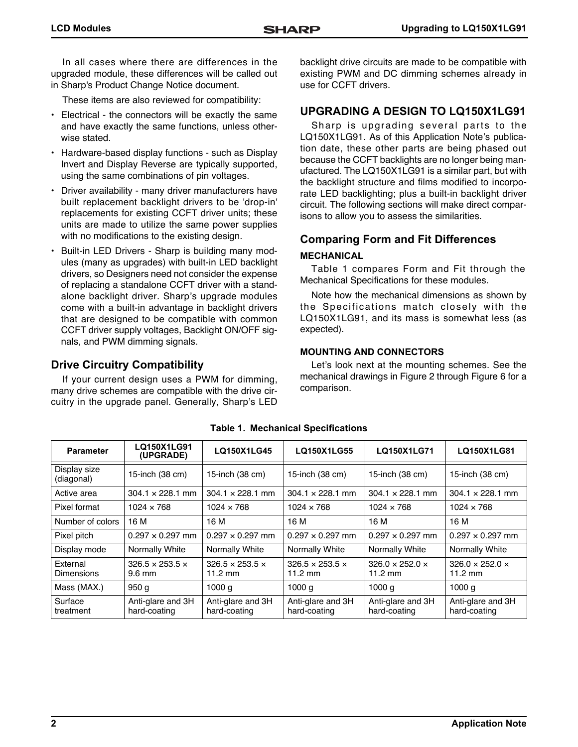In all cases where there are differences in the upgraded module, these differences will be called out in Sharp's Product Change Notice document.

These items are also reviewed for compatibility:

- Electrical - the connectors will be exactly the same and have exactly the same functions, unless otherwise stated.
- Hardware-based display functions - such as Display Invert and Display Reverse are typically supported, using the same combinations of pin voltages.
- Driver availability - many driver manufacturers have built replacement backlight drivers to be 'drop-in' replacements for existing CCFT driver units; these units are made to utilize the same power supplies with no modifications to the existing design.
- Built-in LED Drivers - Sharp is building many modules (many as upgrades) with built-in LED backlight drivers, so Designers need not consider the expense of replacing a standalone CCFT driver with a standalone backlight driver. Sharp's upgrade modules come with a built-in advantage in backlight drivers that are designed to be compatible with common CCFT driver supply voltages, Backlight ON/OFF signals, and PWM dimming signals.

## Drive Circuitry Compatibility

If your current design uses a PWM for dimming, many drive schemes are compatible with the drive circuitry in the upgrade panel. Generally, Sharp's LED backlight drive circuits are made to be compatible with existing PWM and DC dimming schemes already in use for CCFT drivers.

# UPGRADING A DESIGN TO LQ150X1LG91

Sharp is upgrading several parts to the LQ150X1LG91. As of this Application Note's publication date, these other parts are being phased out because the CCFT backlights are no longer being manufactured. The LQ150X1LG91 is a similar part, but with the backlight structure and films modified to incorporate LED backlighting; plus a built-in backlight driver circuit. The following sections will make direct comparisons to allow you to assess the similarities.

## Comparing Form and Fit Differences

### MECHANICAL

Table 1 compares Form and Fit through the Mechanical Specifications for these modules.

Note how the mechanical dimensions as shown by the Specifications match closely with the LQ150X1LG91, and its mass is somewhat less (as expected).

### MOUNTING AND CONNECTORS

Let's look next at the mounting schemes. See the mechanical drawings in Figure 2 through Figure 6 for a comparison.

**Table 1. Mechanical Specifications**

| Parameter | LQ150X1LG91 (UPGRADE) | LQ150X1LG45 | LQ150X1LG55 | LQ150X1LG71 | LQ150X1LG81 |
|---|---|---|---|---|---|
| Display size (diagonal) | 15-inch (38 cm) | 15-inch (38 cm) | 15-inch (38 cm) | 15-inch (38 cm) | 15-inch (38 cm) |
| Active area | 304.1 × 228.1 mm | 304.1 × 228.1 mm | 304.1 × 228.1 mm | 304.1 × 228.1 mm | 304.1 × 228.1 mm |
| Pixel format | 1024 × 768 | 1024 × 768 | 1024 × 768 | 1024 × 768 | 1024 × 768 |
| Number of colors | 16 M | 16 M | 16 M | 16 M | 16 M |
| Pixel pitch | 0.297 × 0.297 mm | 0.297 × 0.297 mm | 0.297 × 0.297 mm | 0.297 × 0.297 mm | 0.297 × 0.297 mm |
| Display mode | Normally White | Normally White | Normally White | Normally White | Normally White |
| External Dimensions | 326.5 × 253.5 × 9.6 mm | 326.5 × 253.5 × 11.2 mm | 326.5 × 253.5 × 11.2 mm | 326.0 × 252.0 × 11.2 mm | 326.0 × 252.0 × 11.2 mm |
| Mass (MAX.) | 950 g | 1000 g | 1000 g | 1000 g | 1000 g |
| Surface treatment | Anti-glare and 3H hard-coating | Anti-glare and 3H hard-coating | Anti-glare and 3H hard-coating | Anti-glare and 3H hard-coating | Anti-glare and 3H hard-coating |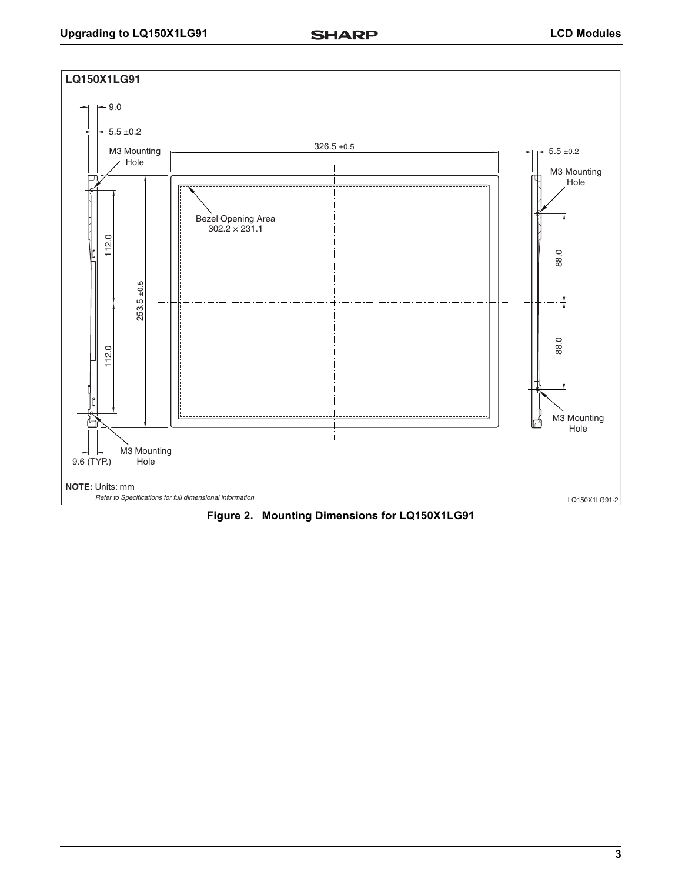**LQ150X1LG91**

9.0

5.5 ±0.2

M3 Mounting Hole

326.5 ±0.5

5.5 ±0.2

M3 Mounting Hole

Bezel Opening Area 302.2 × 231.1

112.0

253.5 ±0.5

88.0

88.0

112.0

M3 Mounting Hole

M3 Mounting Hole

9.6 (TYP.)

**NOTE:** Units: mm

*Refer to Specifications for full dimensional information*

LQ150X1LG91-2

**Figure 2. Mounting Dimensions for LQ150X1LG91**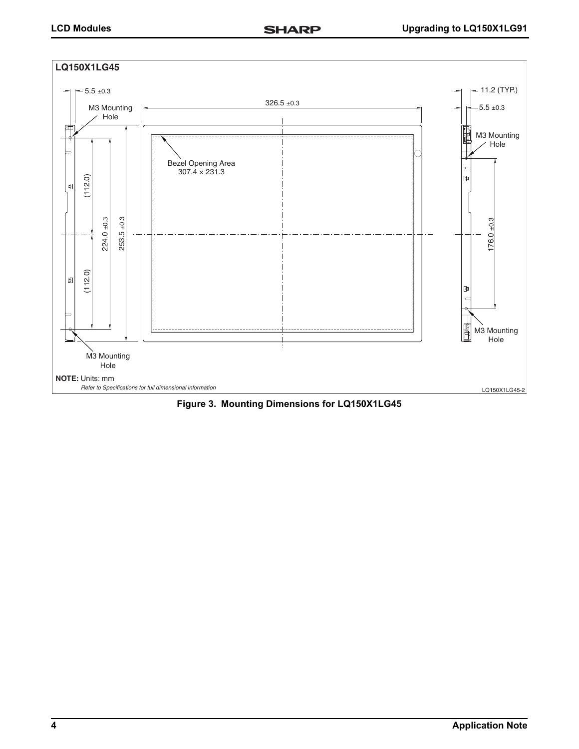**LQ150X1LG45**

5.5 ±0.3

M3 Mounting Hole

326.5 ±0.3

11.2 (TYP.)

5.5 ±0.3

M3 Mounting Hole

Bezel Opening Area 307.4 × 231.3

(112.0)

224.0 ±0.3

253.5 ±0.3

176.0 ±0.3

(112.0)

M3 Mounting Hole

M3 Mounting Hole

**NOTE:** Units: mm

*Refer to Specifications for full dimensional information*

LQ150X1LG45-2

**Figure 3. Mounting Dimensions for LQ150X1LG45**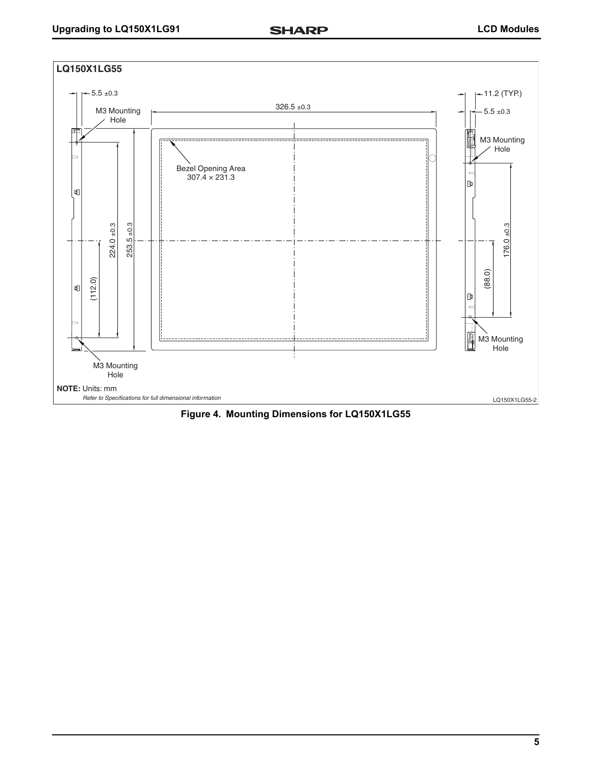**LQ150X1LG55**

5.5 ±0.3

M3 Mounting Hole

326.5 ±0.3

11.2 (TYP.)

5.5 ±0.3

M3 Mounting Hole

Bezel Opening Area 307.4 × 231.3

224.0 ±0.3

253.5 ±0.3

(112.0)

176.0 ±0.3

(88.0)

M3 Mounting Hole

M3 Mounting Hole

**NOTE:** Units: mm

*Refer to Specifications for full dimensional information*

LQ150X1LG55-2

**Figure 4. Mounting Dimensions for LQ150X1LG55**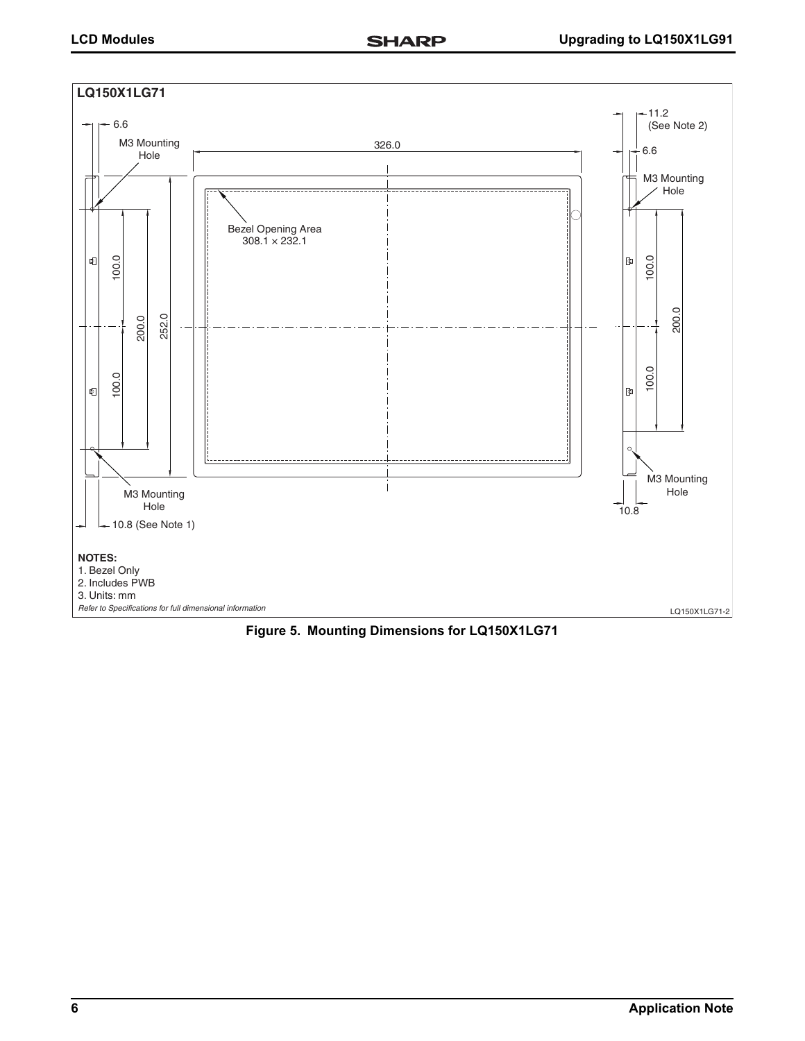**LQ150X1LG71**

6.6

M3 Mounting Hole

326.0

11.2 (See Note 2)

6.6

M3 Mounting Hole

Bezel Opening Area
308.1 × 232.1

100.0

200.0

252.0

100.0

200.0

100.0

100.0

M3 Mounting Hole

M3 Mounting Hole

10.8 (See Note 1)

10.8

**NOTES:**
1. Bezel Only
2. Includes PWB
3. Units: mm

*Refer to Specifications for full dimensional information*

LQ150X1LG71-2

**Figure 5. Mounting Dimensions for LQ150X1LG71**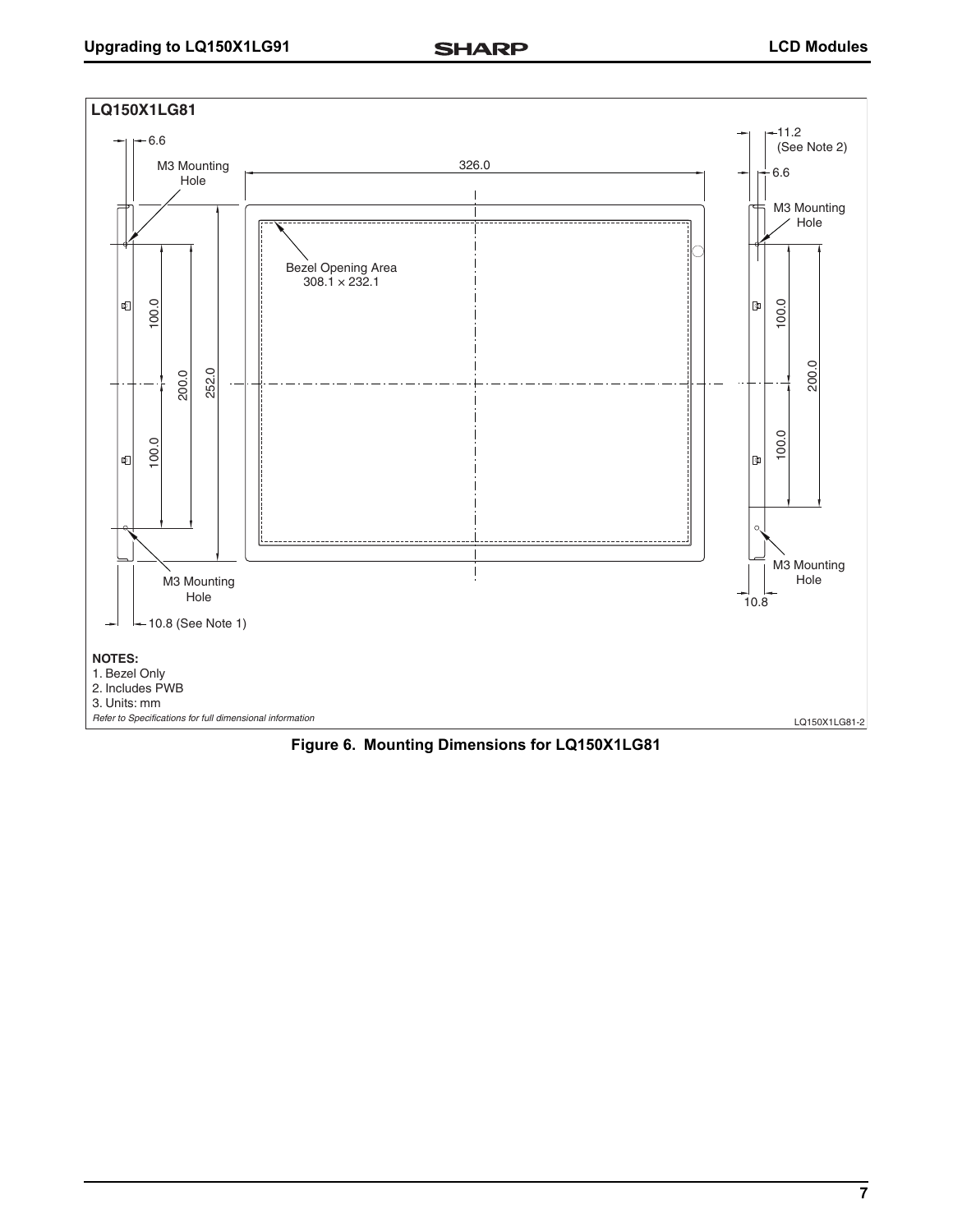## LQ150X1LG81

6.6

M3 Mounting Hole

326.0

11.2 (See Note 2)

6.6

M3 Mounting Hole

Bezel Opening Area 308.1 × 232.1

100.0

200.0

252.0

100.0

100.0

200.0

100.0

M3 Mounting Hole

M3 Mounting Hole

10.8

10.8 (See Note 1)

**NOTES:**

1. Bezel Only
2. Includes PWB
3. Units: mm

*Refer to Specifications for full dimensional information*

LQ150X1LG81-2

**Figure 6. Mounting Dimensions for LQ150X1LG81**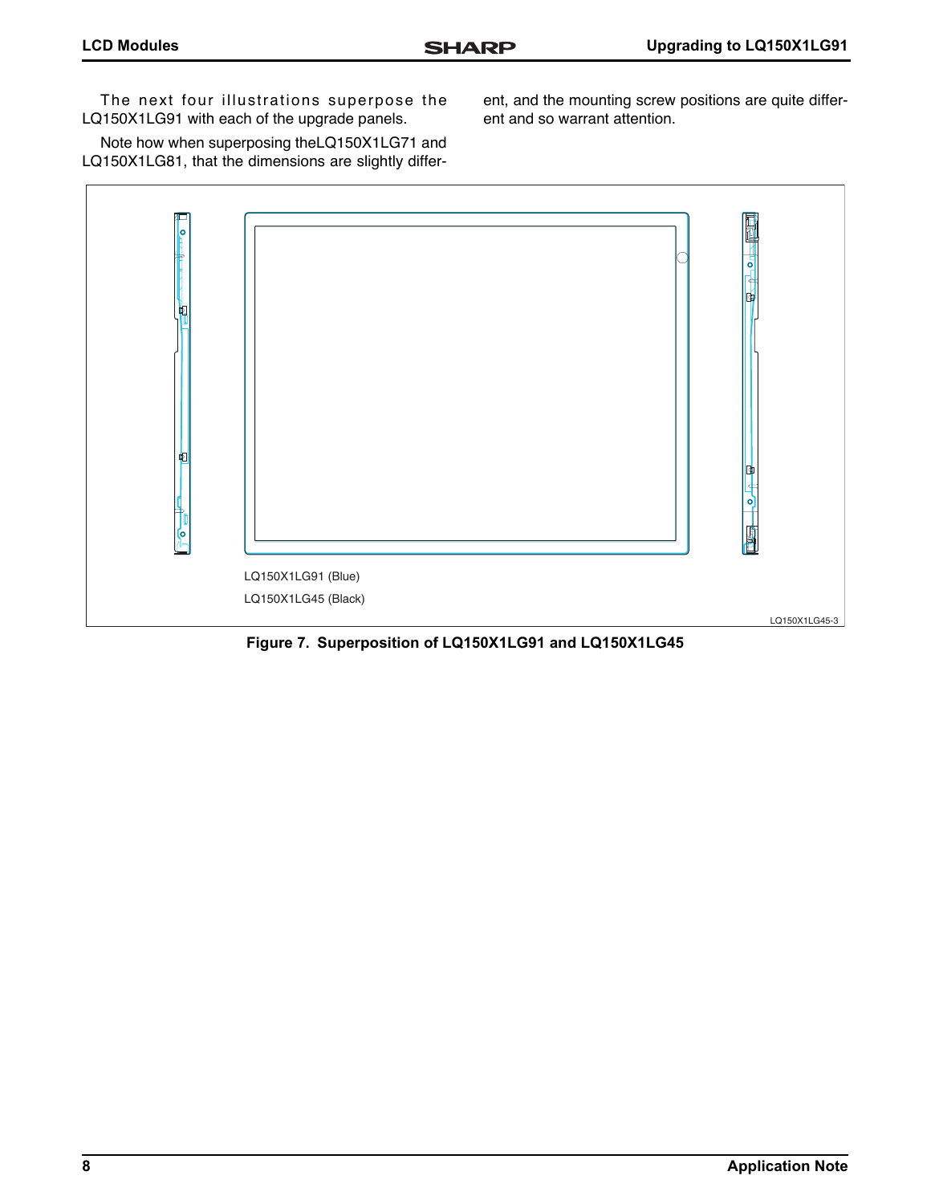The next four illustrations superpose the LQ150X1LG91 with each of the upgrade panels.

Note how when superposing theLQ150X1LG71 and LQ150X1LG81, that the dimensions are slightly different, and the mounting screw positions are quite different and so warrant attention.

LQ150X1LG91 (Blue)

LQ150X1LG45 (Black)

LQ150X1LG45-3

**Figure 7. Superposition of LQ150X1LG91 and LQ150X1LG45**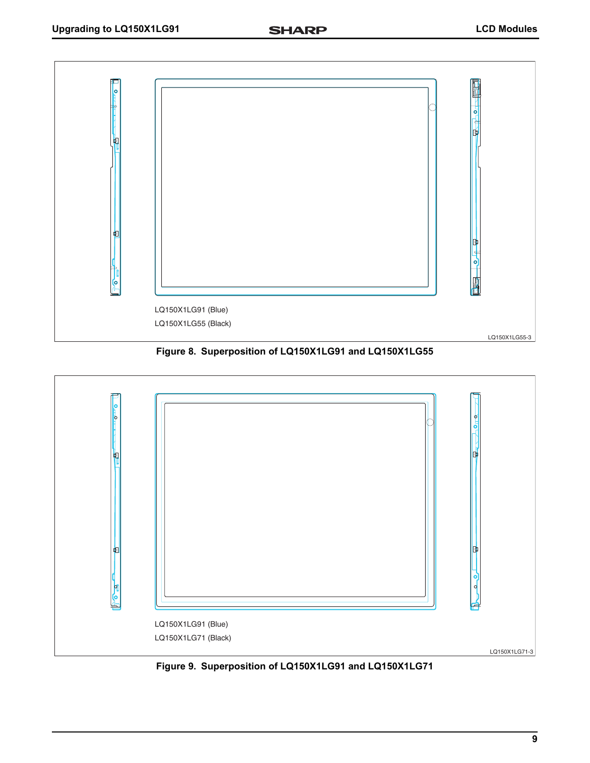LQ150X1LG91 (Blue)

LQ150X1LG55 (Black)

LQ150X1LG55-3

**Figure 8. Superposition of LQ150X1LG91 and LQ150X1LG55**

LQ150X1LG91 (Blue)

LQ150X1LG71 (Black)

LQ150X1LG71-3

**Figure 9. Superposition of LQ150X1LG91 and LQ150X1LG71**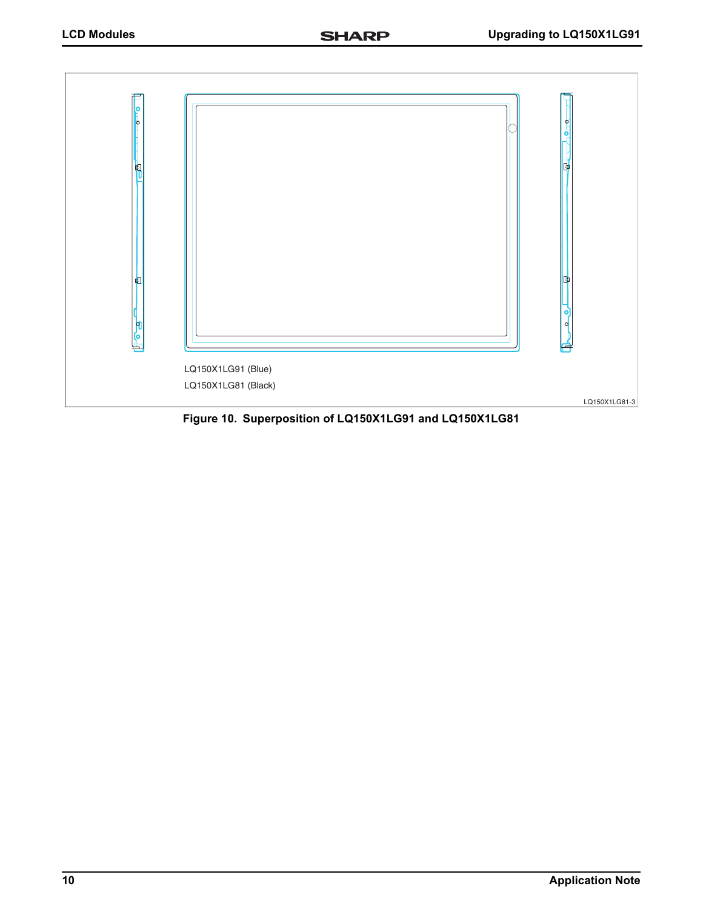LQ150X1LG91 (Blue)

LQ150X1LG81 (Black)

LQ150X1LG81-3

**Figure 10. Superposition of LQ150X1LG91 and LQ150X1LG81**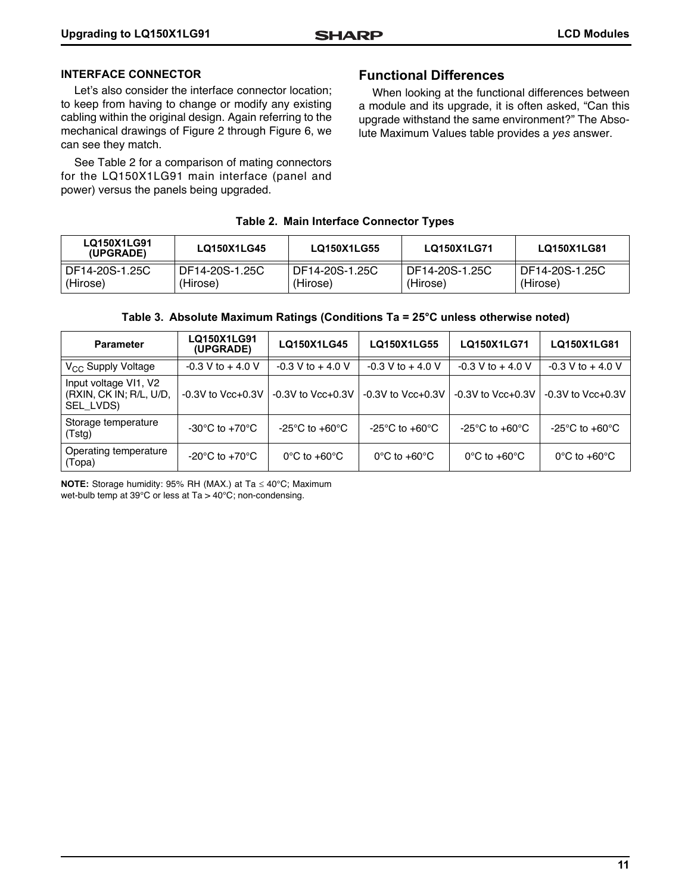### INTERFACE CONNECTOR

Let's also consider the interface connector location; to keep from having to change or modify any existing cabling within the original design. Again referring to the mechanical drawings of Figure 2 through Figure 6, we can see they match.

See Table 2 for a comparison of mating connectors for the LQ150X1LG91 main interface (panel and power) versus the panels being upgraded.

## Functional Differences

When looking at the functional differences between a module and its upgrade, it is often asked, "Can this upgrade withstand the same environment?" The Absolute Maximum Values table provides a *yes* answer.

**Table 2. Main Interface Connector Types**

| LQ150X1LG91 (UPGRADE) | LQ150X1LG45 | LQ150X1LG55 | LQ150X1LG71 | LQ150X1LG81 |
|---|---|---|---|---|
| DF14-20S-1.25C (Hirose) | DF14-20S-1.25C (Hirose) | DF14-20S-1.25C (Hirose) | DF14-20S-1.25C (Hirose) | DF14-20S-1.25C (Hirose) |

**Table 3. Absolute Maximum Ratings (Conditions Ta = 25°C unless otherwise noted)**

| Parameter | LQ150X1LG91 (UPGRADE) | LQ150X1LG45 | LQ150X1LG55 | LQ150X1LG71 | LQ150X1LG81 |
|---|---|---|---|---|---|
| $V_{CC}$ Supply Voltage | -0.3 V to + 4.0 V | -0.3 V to + 4.0 V | -0.3 V to + 4.0 V | -0.3 V to + 4.0 V | -0.3 V to + 4.0 V |
| Input voltage VI1, V2 (RXIN, CK IN; R/L, U/D, SEL_LVDS) | -0.3V to Vcc+0.3V | -0.3V to Vcc+0.3V | -0.3V to Vcc+0.3V | -0.3V to Vcc+0.3V | -0.3V to Vcc+0.3V |
| Storage temperature (Tstg) | -30°C to +70°C | -25°C to +60°C | -25°C to +60°C | -25°C to +60°C | -25°C to +60°C |
| Operating temperature (Topa) | -20°C to +70°C | 0°C to +60°C | 0°C to +60°C | 0°C to +60°C | 0°C to +60°C |

**NOTE:** Storage humidity: 95% RH (MAX.) at Ta ≤ 40°C; Maximum wet-bulb temp at 39°C or less at Ta > 40°C; non-condensing.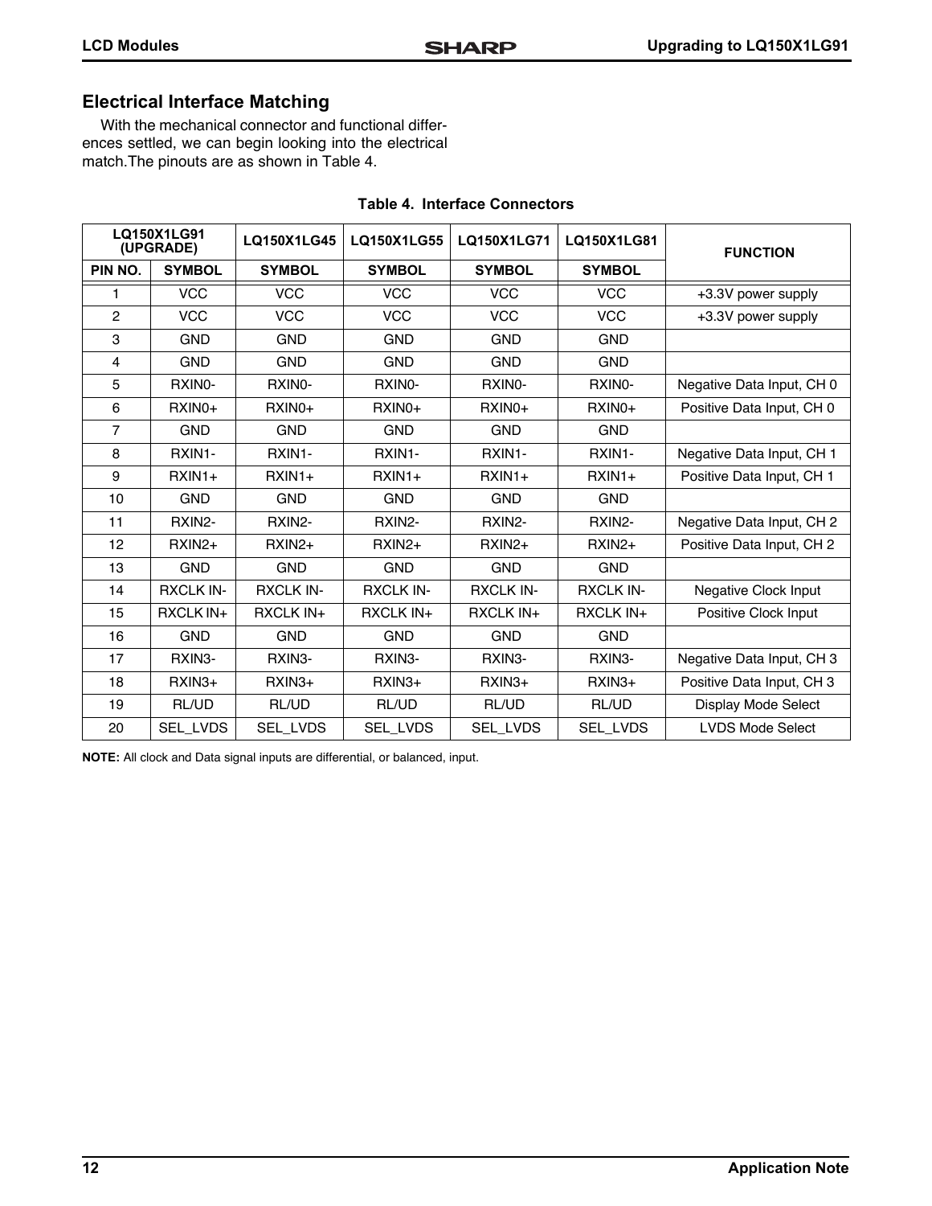## Electrical Interface Matching

With the mechanical connector and functional differences settled, we can begin looking into the electrical match.The pinouts are as shown in Table 4.

**Table 4. Interface Connectors**

| LQ150X1LG91 (UPGRADE) | | LQ150X1LG45 | LQ150X1LG55 | LQ150X1LG71 | LQ150X1LG81 | FUNCTION |
|---|---|---|---|---|---|---|
| PIN NO. | SYMBOL | SYMBOL | SYMBOL | SYMBOL | SYMBOL | |
| 1 | VCC | VCC | VCC | VCC | VCC | +3.3V power supply |
| 2 | VCC | VCC | VCC | VCC | VCC | +3.3V power supply |
| 3 | GND | GND | GND | GND | GND | |
| 4 | GND | GND | GND | GND | GND | |
| 5 | RXIN0- | RXIN0- | RXIN0- | RXIN0- | RXIN0- | Negative Data Input, CH 0 |
| 6 | RXIN0+ | RXIN0+ | RXIN0+ | RXIN0+ | RXIN0+ | Positive Data Input, CH 0 |
| 7 | GND | GND | GND | GND | GND | |
| 8 | RXIN1- | RXIN1- | RXIN1- | RXIN1- | RXIN1- | Negative Data Input, CH 1 |
| 9 | RXIN1+ | RXIN1+ | RXIN1+ | RXIN1+ | RXIN1+ | Positive Data Input, CH 1 |
| 10 | GND | GND | GND | GND | GND | |
| 11 | RXIN2- | RXIN2- | RXIN2- | RXIN2- | RXIN2- | Negative Data Input, CH 2 |
| 12 | RXIN2+ | RXIN2+ | RXIN2+ | RXIN2+ | RXIN2+ | Positive Data Input, CH 2 |
| 13 | GND | GND | GND | GND | GND | |
| 14 | RXCLK IN- | RXCLK IN- | RXCLK IN- | RXCLK IN- | RXCLK IN- | Negative Clock Input |
| 15 | RXCLK IN+ | RXCLK IN+ | RXCLK IN+ | RXCLK IN+ | RXCLK IN+ | Positive Clock Input |
| 16 | GND | GND | GND | GND | GND | |
| 17 | RXIN3- | RXIN3- | RXIN3- | RXIN3- | RXIN3- | Negative Data Input, CH 3 |
| 18 | RXIN3+ | RXIN3+ | RXIN3+ | RXIN3+ | RXIN3+ | Positive Data Input, CH 3 |
| 19 | RL/UD | RL/UD | RL/UD | RL/UD | RL/UD | Display Mode Select |
| 20 | SEL_LVDS | SEL_LVDS | SEL_LVDS | SEL_LVDS | SEL_LVDS | LVDS Mode Select |

**NOTE:** All clock and Data signal inputs are differential, or balanced, input.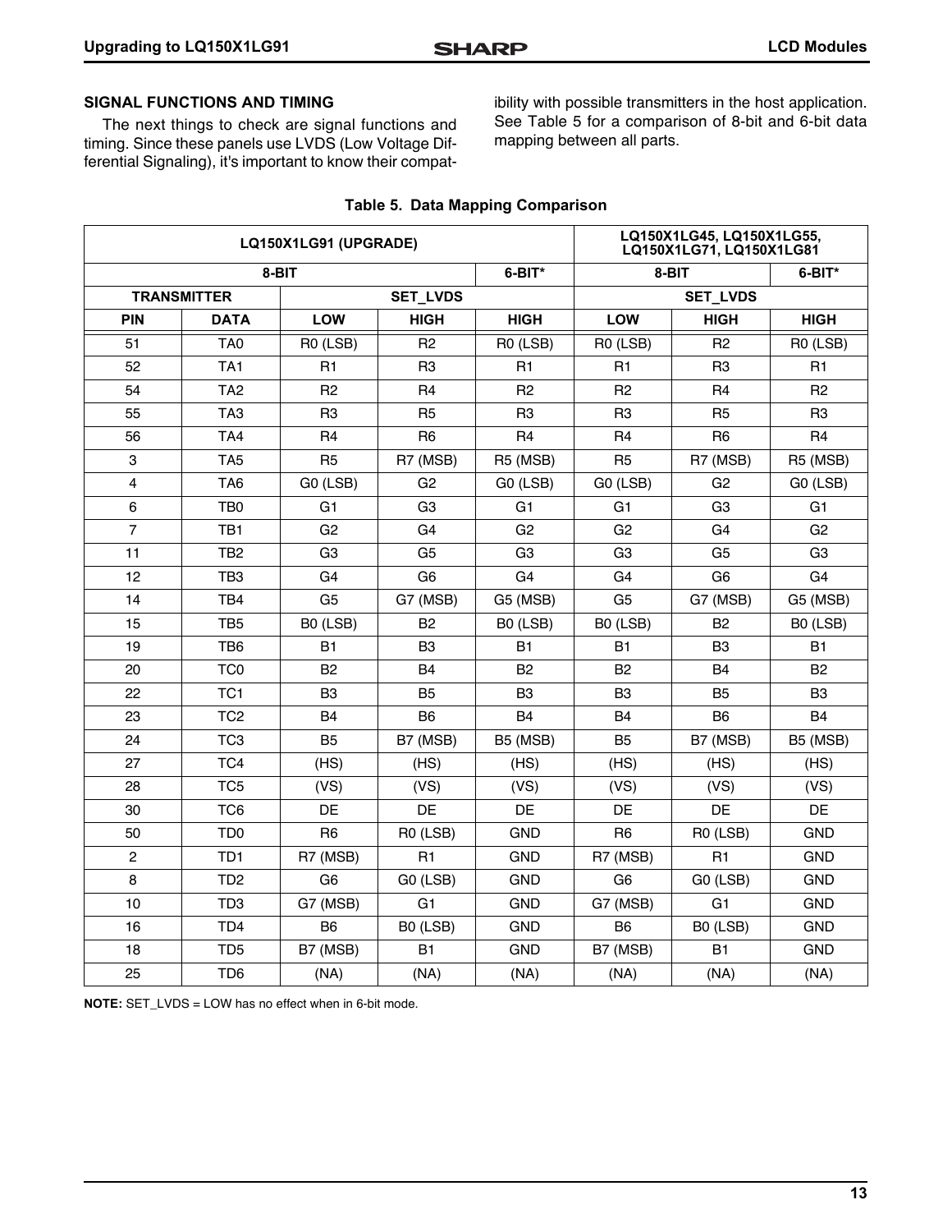## SIGNAL FUNCTIONS AND TIMING

The next things to check are signal functions and timing. Since these panels use LVDS (Low Voltage Differential Signaling), it's important to know their compatibility with possible transmitters in the host application. See Table 5 for a comparison of 8-bit and 6-bit data mapping between all parts.

**Table 5. Data Mapping Comparison**

| LQ150X1LG91 (UPGRADE) | | | | | LQ150X1LG45, LQ150X1LG55, LQ150X1LG71, LQ150X1LG81 | | |
|---|---|---|---|---|---|---|---|
| 8-BIT | | | | 6-BIT* | 8-BIT | | 6-BIT* |
| TRANSMITTER | | SET_LVDS | | | SET_LVDS | | |
| PIN | DATA | LOW | HIGH | HIGH | LOW | HIGH | HIGH |
| 51 | TA0 | R0 (LSB) | R2 | R0 (LSB) | R0 (LSB) | R2 | R0 (LSB) |
| 52 | TA1 | R1 | R3 | R1 | R1 | R3 | R1 |
| 54 | TA2 | R2 | R4 | R2 | R2 | R4 | R2 |
| 55 | TA3 | R3 | R5 | R3 | R3 | R5 | R3 |
| 56 | TA4 | R4 | R6 | R4 | R4 | R6 | R4 |
| 3 | TA5 | R5 | R7 (MSB) | R5 (MSB) | R5 | R7 (MSB) | R5 (MSB) |
| 4 | TA6 | G0 (LSB) | G2 | G0 (LSB) | G0 (LSB) | G2 | G0 (LSB) |
| 6 | TB0 | G1 | G3 | G1 | G1 | G3 | G1 |
| 7 | TB1 | G2 | G4 | G2 | G2 | G4 | G2 |
| 11 | TB2 | G3 | G5 | G3 | G3 | G5 | G3 |
| 12 | TB3 | G4 | G6 | G4 | G4 | G6 | G4 |
| 14 | TB4 | G5 | G7 (MSB) | G5 (MSB) | G5 | G7 (MSB) | G5 (MSB) |
| 15 | TB5 | B0 (LSB) | B2 | B0 (LSB) | B0 (LSB) | B2 | B0 (LSB) |
| 19 | TB6 | B1 | B3 | B1 | B1 | B3 | B1 |
| 20 | TC0 | B2 | B4 | B2 | B2 | B4 | B2 |
| 22 | TC1 | B3 | B5 | B3 | B3 | B5 | B3 |
| 23 | TC2 | B4 | B6 | B4 | B4 | B6 | B4 |
| 24 | TC3 | B5 | B7 (MSB) | B5 (MSB) | B5 | B7 (MSB) | B5 (MSB) |
| 27 | TC4 | (HS) | (HS) | (HS) | (HS) | (HS) | (HS) |
| 28 | TC5 | (VS) | (VS) | (VS) | (VS) | (VS) | (VS) |
| 30 | TC6 | DE | DE | DE | DE | DE | DE |
| 50 | TD0 | R6 | R0 (LSB) | GND | R6 | R0 (LSB) | GND |
| 2 | TD1 | R7 (MSB) | R1 | GND | R7 (MSB) | R1 | GND |
| 8 | TD2 | G6 | G0 (LSB) | GND | G6 | G0 (LSB) | GND |
| 10 | TD3 | G7 (MSB) | G1 | GND | G7 (MSB) | G1 | GND |
| 16 | TD4 | B6 | B0 (LSB) | GND | B6 | B0 (LSB) | GND |
| 18 | TD5 | B7 (MSB) | B1 | GND | B7 (MSB) | B1 | GND |
| 25 | TD6 | (NA) | (NA) | (NA) | (NA) | (NA) | (NA) |

**NOTE:** SET_LVDS = LOW has no effect when in 6-bit mode.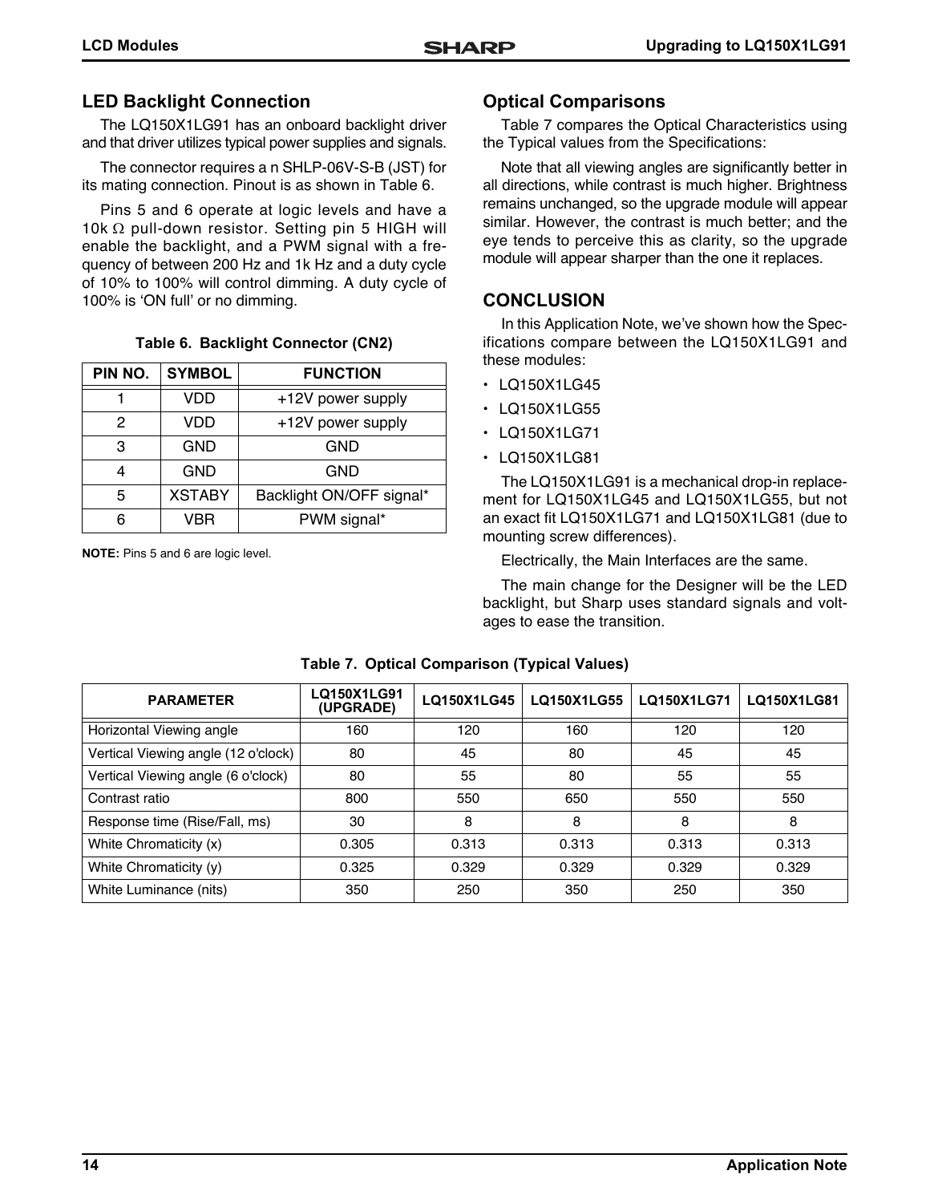## LED Backlight Connection

The LQ150X1LG91 has an onboard backlight driver and that driver utilizes typical power supplies and signals.

The connector requires a n SHLP-06V-S-B (JST) for its mating connection. Pinout is as shown in Table 6.

Pins 5 and 6 operate at logic levels and have a 10k Ω pull-down resistor. Setting pin 5 HIGH will enable the backlight, and a PWM signal with a frequency of between 200 Hz and 1k Hz and a duty cycle of 10% to 100% will control dimming. A duty cycle of 100% is 'ON full' or no dimming.

**Table 6. Backlight Connector (CN2)**

| PIN NO. | SYMBOL | FUNCTION |
|---|---|---|
| 1 | VDD | +12V power supply |
| 2 | VDD | +12V power supply |
| 3 | GND | GND |
| 4 | GND | GND |
| 5 | XSTABY | Backlight ON/OFF signal* |
| 6 | VBR | PWM signal* |

**NOTE:** Pins 5 and 6 are logic level.

## Optical Comparisons

Table 7 compares the Optical Characteristics using the Typical values from the Specifications:

Note that all viewing angles are significantly better in all directions, while contrast is much higher. Brightness remains unchanged, so the upgrade module will appear similar. However, the contrast is much better; and the eye tends to perceive this as clarity, so the upgrade module will appear sharper than the one it replaces.

## CONCLUSION

In this Application Note, we've shown how the Specifications compare between the LQ150X1LG91 and these modules:

- LQ150X1LG45
- LQ150X1LG55
- LQ150X1LG71
- LQ150X1LG81

The LQ150X1LG91 is a mechanical drop-in replacement for LQ150X1LG45 and LQ150X1LG55, but not an exact fit LQ150X1LG71 and LQ150X1LG81 (due to mounting screw differences).

Electrically, the Main Interfaces are the same.

The main change for the Designer will be the LED backlight, but Sharp uses standard signals and voltages to ease the transition.

**Table 7. Optical Comparison (Typical Values)**

| PARAMETER | LQ150X1LG91 (UPGRADE) | LQ150X1LG45 | LQ150X1LG55 | LQ150X1LG71 | LQ150X1LG81 |
|---|---|---|---|---|---|
| Horizontal Viewing angle | 160 | 120 | 160 | 120 | 120 |
| Vertical Viewing angle (12 o'clock) | 80 | 45 | 80 | 45 | 45 |
| Vertical Viewing angle (6 o'clock) | 80 | 55 | 80 | 55 | 55 |
| Contrast ratio | 800 | 550 | 650 | 550 | 550 |
| Response time (Rise/Fall, ms) | 30 | 8 | 8 | 8 | 8 |
| White Chromaticity (x) | 0.305 | 0.313 | 0.313 | 0.313 | 0.313 |
| White Chromaticity (y) | 0.325 | 0.329 | 0.329 | 0.329 | 0.329 |
| White Luminance (nits) | 350 | 250 | 350 | 250 | 350 |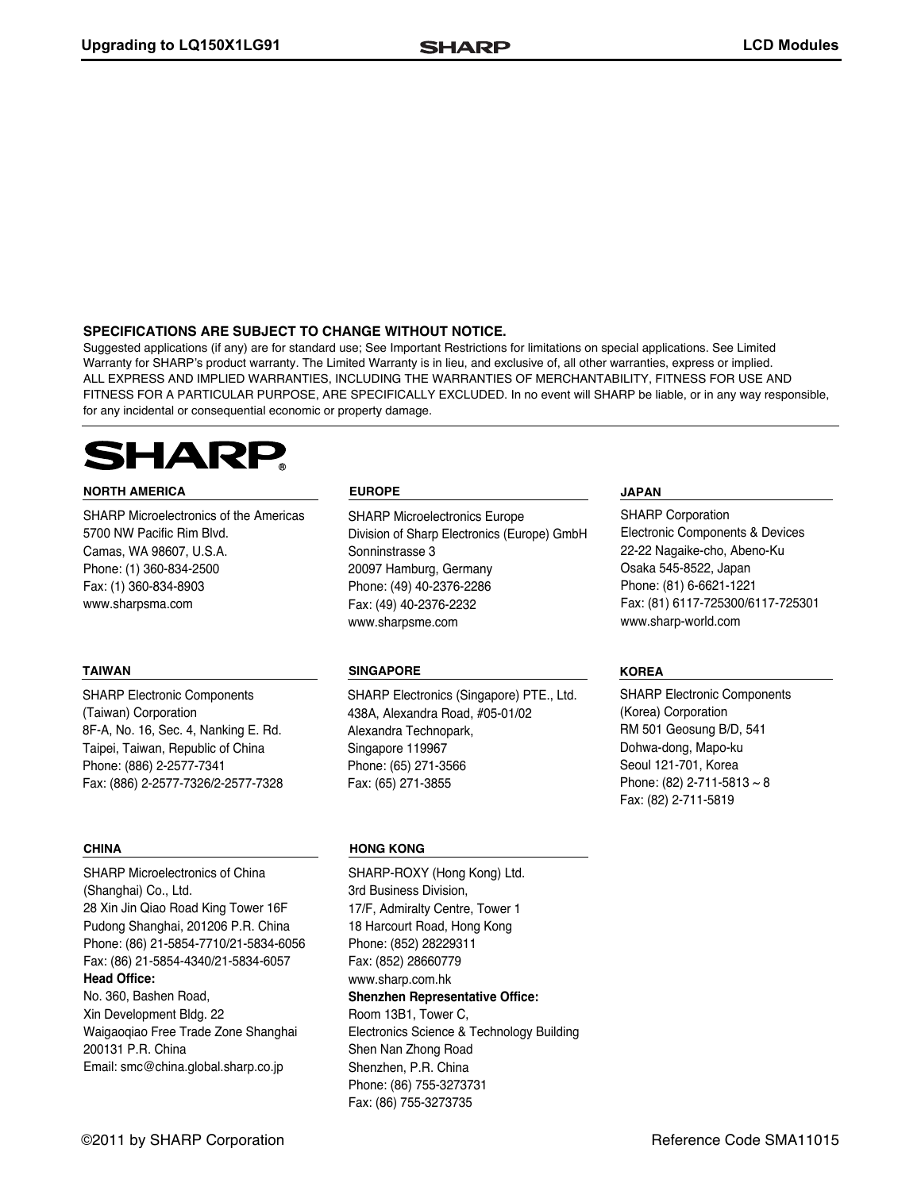**SPECIFICATIONS ARE SUBJECT TO CHANGE WITHOUT NOTICE.**

Suggested applications (if any) are for standard use; See Important Restrictions for limitations on special applications. See Limited Warranty for SHARP's product warranty. The Limited Warranty is in lieu, and exclusive of, all other warranties, express or implied. ALL EXPRESS AND IMPLIED WARRANTIES, INCLUDING THE WARRANTIES OF MERCHANTABILITY, FITNESS FOR USE AND FITNESS FOR A PARTICULAR PURPOSE, ARE SPECIFICALLY EXCLUDED. In no event will SHARP be liable, or in any way responsible, for any incidental or consequential economic or property damage.

**SHARP®**

**NORTH AMERICA**

SHARP Microelectronics of the Americas
5700 NW Pacific Rim Blvd.
Camas, WA 98607, U.S.A.
Phone: (1) 360-834-2500
Fax: (1) 360-834-8903
www.sharpsma.com

**EUROPE**

SHARP Microelectronics Europe
Division of Sharp Electronics (Europe) GmbH
Sonninstrasse 3
20097 Hamburg, Germany
Phone: (49) 40-2376-2286
Fax: (49) 40-2376-2232
www.sharpsme.com

**JAPAN**

SHARP Corporation
Electronic Components & Devices
22-22 Nagaike-cho, Abeno-Ku
Osaka 545-8522, Japan
Phone: (81) 6-6621-1221
Fax: (81) 6117-725300/6117-725301
www.sharp-world.com

**TAIWAN**

SHARP Electronic Components
(Taiwan) Corporation
8F-A, No. 16, Sec. 4, Nanking E. Rd.
Taipei, Taiwan, Republic of China
Phone: (886) 2-2577-7341
Fax: (886) 2-2577-7326/2-2577-7328

**SINGAPORE**

SHARP Electronics (Singapore) PTE., Ltd.
438A, Alexandra Road, #05-01/02
Alexandra Technopark,
Singapore 119967
Phone: (65) 271-3566
Fax: (65) 271-3855

**KOREA**

SHARP Electronic Components
(Korea) Corporation
RM 501 Geosung B/D, 541
Dohwa-dong, Mapo-ku
Seoul 121-701, Korea
Phone: (82) 2-711-5813 ~ 8
Fax: (82) 2-711-5819

**CHINA**

SHARP Microelectronics of China
(Shanghai) Co., Ltd.
28 Xin Jin Qiao Road King Tower 16F
Pudong Shanghai, 201206 P.R. China
Phone: (86) 21-5854-7710/21-5834-6056
Fax: (86) 21-5854-4340/21-5834-6057
**Head Office:**
No. 360, Bashen Road,
Xin Development Bldg. 22
Waigaoqiao Free Trade Zone Shanghai
200131 P.R. China
Email: smc@china.global.sharp.co.jp

**HONG KONG**

SHARP-ROXY (Hong Kong) Ltd.
3rd Business Division,
17/F, Admiralty Centre, Tower 1
18 Harcourt Road, Hong Kong
Phone: (852) 28229311
Fax: (852) 28660779
www.sharp.com.hk
**Shenzhen Representative Office:**
Room 13B1, Tower C,
Electronics Science & Technology Building
Shen Nan Zhong Road
Shenzhen, P.R. China
Phone: (86) 755-3273731
Fax: (86) 755-3273735

©2011 by SHARP Corporation

Reference Code SMA11015